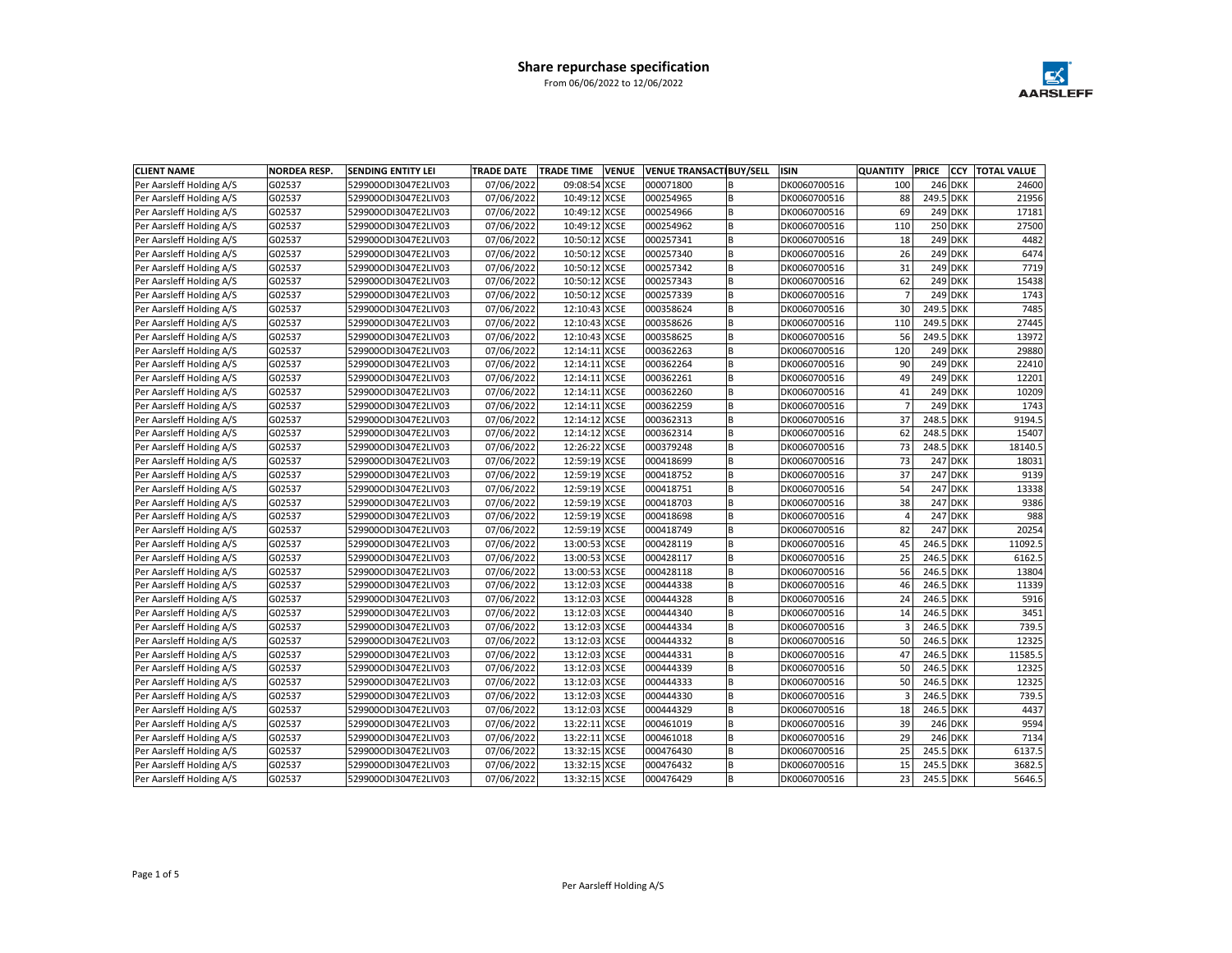# Share repurchase specification

From 06/06/2022 to 12/06/2022

| CLIENT NAME | NORDEA RESP. | SENDING ENTITY LEI | TRADE DATE | TRADE TIME | VENUE | VENUE TRANSACTI | BUY/SELL | ISIN | QUANTITY | PRICE | CCY | TOTAL VALUE |
|---|---|---|---|---|---|---|---|---|---|---|---|---|
| Per Aarsleff Holding A/S | G02537 | 529900ODI3047E2LIV03 | 07/06/2022 | 09:08:54 | XCSE | 000071800 | B | DK0060700516 | 100 | 246 | DKK | 24600 |
| Per Aarsleff Holding A/S | G02537 | 529900ODI3047E2LIV03 | 07/06/2022 | 10:49:12 | XCSE | 000254965 | B | DK0060700516 | 88 | 249.5 | DKK | 21956 |
| Per Aarsleff Holding A/S | G02537 | 529900ODI3047E2LIV03 | 07/06/2022 | 10:49:12 | XCSE | 000254966 | B | DK0060700516 | 69 | 249 | DKK | 17181 |
| Per Aarsleff Holding A/S | G02537 | 529900ODI3047E2LIV03 | 07/06/2022 | 10:49:12 | XCSE | 000254962 | B | DK0060700516 | 110 | 250 | DKK | 27500 |
| Per Aarsleff Holding A/S | G02537 | 529900ODI3047E2LIV03 | 07/06/2022 | 10:50:12 | XCSE | 000257341 | B | DK0060700516 | 18 | 249 | DKK | 4482 |
| Per Aarsleff Holding A/S | G02537 | 529900ODI3047E2LIV03 | 07/06/2022 | 10:50:12 | XCSE | 000257340 | B | DK0060700516 | 26 | 249 | DKK | 6474 |
| Per Aarsleff Holding A/S | G02537 | 529900ODI3047E2LIV03 | 07/06/2022 | 10:50:12 | XCSE | 000257342 | B | DK0060700516 | 31 | 249 | DKK | 7719 |
| Per Aarsleff Holding A/S | G02537 | 529900ODI3047E2LIV03 | 07/06/2022 | 10:50:12 | XCSE | 000257343 | B | DK0060700516 | 62 | 249 | DKK | 15438 |
| Per Aarsleff Holding A/S | G02537 | 529900ODI3047E2LIV03 | 07/06/2022 | 10:50:12 | XCSE | 000257339 | B | DK0060700516 | 7 | 249 | DKK | 1743 |
| Per Aarsleff Holding A/S | G02537 | 529900ODI3047E2LIV03 | 07/06/2022 | 12:10:43 | XCSE | 000358624 | B | DK0060700516 | 30 | 249.5 | DKK | 7485 |
| Per Aarsleff Holding A/S | G02537 | 529900ODI3047E2LIV03 | 07/06/2022 | 12:10:43 | XCSE | 000358626 | B | DK0060700516 | 110 | 249.5 | DKK | 27445 |
| Per Aarsleff Holding A/S | G02537 | 529900ODI3047E2LIV03 | 07/06/2022 | 12:10:43 | XCSE | 000358625 | B | DK0060700516 | 56 | 249.5 | DKK | 13972 |
| Per Aarsleff Holding A/S | G02537 | 529900ODI3047E2LIV03 | 07/06/2022 | 12:14:11 | XCSE | 000362263 | B | DK0060700516 | 120 | 249 | DKK | 29880 |
| Per Aarsleff Holding A/S | G02537 | 529900ODI3047E2LIV03 | 07/06/2022 | 12:14:11 | XCSE | 000362264 | B | DK0060700516 | 90 | 249 | DKK | 22410 |
| Per Aarsleff Holding A/S | G02537 | 529900ODI3047E2LIV03 | 07/06/2022 | 12:14:11 | XCSE | 000362261 | B | DK0060700516 | 49 | 249 | DKK | 12201 |
| Per Aarsleff Holding A/S | G02537 | 529900ODI3047E2LIV03 | 07/06/2022 | 12:14:11 | XCSE | 000362260 | B | DK0060700516 | 41 | 249 | DKK | 10209 |
| Per Aarsleff Holding A/S | G02537 | 529900ODI3047E2LIV03 | 07/06/2022 | 12:14:11 | XCSE | 000362259 | B | DK0060700516 | 7 | 249 | DKK | 1743 |
| Per Aarsleff Holding A/S | G02537 | 529900ODI3047E2LIV03 | 07/06/2022 | 12:14:12 | XCSE | 000362313 | B | DK0060700516 | 37 | 248.5 | DKK | 9194.5 |
| Per Aarsleff Holding A/S | G02537 | 529900ODI3047E2LIV03 | 07/06/2022 | 12:14:12 | XCSE | 000362314 | B | DK0060700516 | 62 | 248.5 | DKK | 15407 |
| Per Aarsleff Holding A/S | G02537 | 529900ODI3047E2LIV03 | 07/06/2022 | 12:26:22 | XCSE | 000379248 | B | DK0060700516 | 73 | 248.5 | DKK | 18140.5 |
| Per Aarsleff Holding A/S | G02537 | 529900ODI3047E2LIV03 | 07/06/2022 | 12:59:19 | XCSE | 000418699 | B | DK0060700516 | 73 | 247 | DKK | 18031 |
| Per Aarsleff Holding A/S | G02537 | 529900ODI3047E2LIV03 | 07/06/2022 | 12:59:19 | XCSE | 000418752 | B | DK0060700516 | 37 | 247 | DKK | 9139 |
| Per Aarsleff Holding A/S | G02537 | 529900ODI3047E2LIV03 | 07/06/2022 | 12:59:19 | XCSE | 000418751 | B | DK0060700516 | 54 | 247 | DKK | 13338 |
| Per Aarsleff Holding A/S | G02537 | 529900ODI3047E2LIV03 | 07/06/2022 | 12:59:19 | XCSE | 000418703 | B | DK0060700516 | 38 | 247 | DKK | 9386 |
| Per Aarsleff Holding A/S | G02537 | 529900ODI3047E2LIV03 | 07/06/2022 | 12:59:19 | XCSE | 000418698 | B | DK0060700516 | 4 | 247 | DKK | 988 |
| Per Aarsleff Holding A/S | G02537 | 529900ODI3047E2LIV03 | 07/06/2022 | 12:59:19 | XCSE | 000418749 | B | DK0060700516 | 82 | 247 | DKK | 20254 |
| Per Aarsleff Holding A/S | G02537 | 529900ODI3047E2LIV03 | 07/06/2022 | 13:00:53 | XCSE | 000428119 | B | DK0060700516 | 45 | 246.5 | DKK | 11092.5 |
| Per Aarsleff Holding A/S | G02537 | 529900ODI3047E2LIV03 | 07/06/2022 | 13:00:53 | XCSE | 000428117 | B | DK0060700516 | 25 | 246.5 | DKK | 6162.5 |
| Per Aarsleff Holding A/S | G02537 | 529900ODI3047E2LIV03 | 07/06/2022 | 13:00:53 | XCSE | 000428118 | B | DK0060700516 | 56 | 246.5 | DKK | 13804 |
| Per Aarsleff Holding A/S | G02537 | 529900ODI3047E2LIV03 | 07/06/2022 | 13:12:03 | XCSE | 000444338 | B | DK0060700516 | 46 | 246.5 | DKK | 11339 |
| Per Aarsleff Holding A/S | G02537 | 529900ODI3047E2LIV03 | 07/06/2022 | 13:12:03 | XCSE | 000444328 | B | DK0060700516 | 24 | 246.5 | DKK | 5916 |
| Per Aarsleff Holding A/S | G02537 | 529900ODI3047E2LIV03 | 07/06/2022 | 13:12:03 | XCSE | 000444340 | B | DK0060700516 | 14 | 246.5 | DKK | 3451 |
| Per Aarsleff Holding A/S | G02537 | 529900ODI3047E2LIV03 | 07/06/2022 | 13:12:03 | XCSE | 000444334 | B | DK0060700516 | 3 | 246.5 | DKK | 739.5 |
| Per Aarsleff Holding A/S | G02537 | 529900ODI3047E2LIV03 | 07/06/2022 | 13:12:03 | XCSE | 000444332 | B | DK0060700516 | 50 | 246.5 | DKK | 12325 |
| Per Aarsleff Holding A/S | G02537 | 529900ODI3047E2LIV03 | 07/06/2022 | 13:12:03 | XCSE | 000444331 | B | DK0060700516 | 47 | 246.5 | DKK | 11585.5 |
| Per Aarsleff Holding A/S | G02537 | 529900ODI3047E2LIV03 | 07/06/2022 | 13:12:03 | XCSE | 000444339 | B | DK0060700516 | 50 | 246.5 | DKK | 12325 |
| Per Aarsleff Holding A/S | G02537 | 529900ODI3047E2LIV03 | 07/06/2022 | 13:12:03 | XCSE | 000444333 | B | DK0060700516 | 50 | 246.5 | DKK | 12325 |
| Per Aarsleff Holding A/S | G02537 | 529900ODI3047E2LIV03 | 07/06/2022 | 13:12:03 | XCSE | 000444330 | B | DK0060700516 | 3 | 246.5 | DKK | 739.5 |
| Per Aarsleff Holding A/S | G02537 | 529900ODI3047E2LIV03 | 07/06/2022 | 13:12:03 | XCSE | 000444329 | B | DK0060700516 | 18 | 246.5 | DKK | 4437 |
| Per Aarsleff Holding A/S | G02537 | 529900ODI3047E2LIV03 | 07/06/2022 | 13:22:11 | XCSE | 000461019 | B | DK0060700516 | 39 | 246 | DKK | 9594 |
| Per Aarsleff Holding A/S | G02537 | 529900ODI3047E2LIV03 | 07/06/2022 | 13:22:11 | XCSE | 000461018 | B | DK0060700516 | 29 | 246 | DKK | 7134 |
| Per Aarsleff Holding A/S | G02537 | 529900ODI3047E2LIV03 | 07/06/2022 | 13:32:15 | XCSE | 000476430 | B | DK0060700516 | 25 | 245.5 | DKK | 6137.5 |
| Per Aarsleff Holding A/S | G02537 | 529900ODI3047E2LIV03 | 07/06/2022 | 13:32:15 | XCSE | 000476432 | B | DK0060700516 | 15 | 245.5 | DKK | 3682.5 |
| Per Aarsleff Holding A/S | G02537 | 529900ODI3047E2LIV03 | 07/06/2022 | 13:32:15 | XCSE | 000476429 | B | DK0060700516 | 23 | 245.5 | DKK | 5646.5 |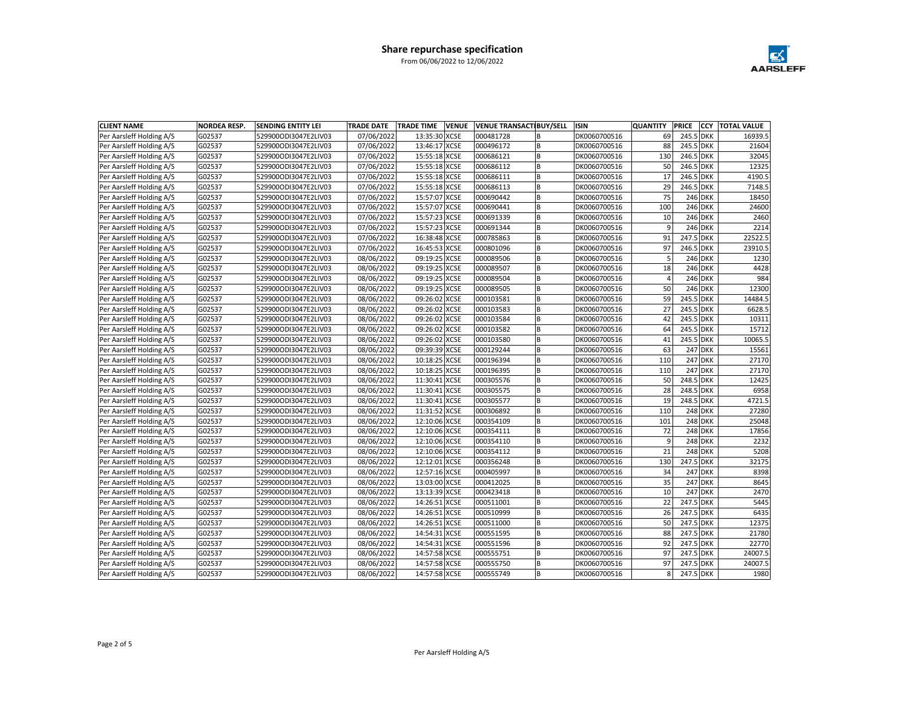# Share repurchase specification

From 06/06/2022 to 12/06/2022

| CLIENT NAME | NORDEA RESP. | SENDING ENTITY LEI | TRADE DATE | TRADE TIME | VENUE | VENUE TRANSACTI | BUY/SELL | ISIN | QUANTITY | PRICE | CCY | TOTAL VALUE |
|---|---|---|---|---|---|---|---|---|---|---|---|---|
| Per Aarsleff Holding A/S | G02537 | 529900ODI3047E2LIV03 | 07/06/2022 | 13:35:30 | XCSE | 000481728 | B | DK0060700516 | 69 | 245.5 | DKK | 16939.5 |
| Per Aarsleff Holding A/S | G02537 | 529900ODI3047E2LIV03 | 07/06/2022 | 13:46:17 | XCSE | 000496172 | B | DK0060700516 | 88 | 245.5 | DKK | 21604 |
| Per Aarsleff Holding A/S | G02537 | 529900ODI3047E2LIV03 | 07/06/2022 | 15:55:18 | XCSE | 000686121 | B | DK0060700516 | 130 | 246.5 | DKK | 32045 |
| Per Aarsleff Holding A/S | G02537 | 529900ODI3047E2LIV03 | 07/06/2022 | 15:55:18 | XCSE | 000686112 | B | DK0060700516 | 50 | 246.5 | DKK | 12325 |
| Per Aarsleff Holding A/S | G02537 | 529900ODI3047E2LIV03 | 07/06/2022 | 15:55:18 | XCSE | 000686111 | B | DK0060700516 | 17 | 246.5 | DKK | 4190.5 |
| Per Aarsleff Holding A/S | G02537 | 529900ODI3047E2LIV03 | 07/06/2022 | 15:55:18 | XCSE | 000686113 | B | DK0060700516 | 29 | 246.5 | DKK | 7148.5 |
| Per Aarsleff Holding A/S | G02537 | 529900ODI3047E2LIV03 | 07/06/2022 | 15:57:07 | XCSE | 000690442 | B | DK0060700516 | 75 | 246 | DKK | 18450 |
| Per Aarsleff Holding A/S | G02537 | 529900ODI3047E2LIV03 | 07/06/2022 | 15:57:07 | XCSE | 000690441 | B | DK0060700516 | 100 | 246 | DKK | 24600 |
| Per Aarsleff Holding A/S | G02537 | 529900ODI3047E2LIV03 | 07/06/2022 | 15:57:23 | XCSE | 000691339 | B | DK0060700516 | 10 | 246 | DKK | 2460 |
| Per Aarsleff Holding A/S | G02537 | 529900ODI3047E2LIV03 | 07/06/2022 | 15:57:23 | XCSE | 000691344 | B | DK0060700516 | 9 | 246 | DKK | 2214 |
| Per Aarsleff Holding A/S | G02537 | 529900ODI3047E2LIV03 | 07/06/2022 | 16:38:48 | XCSE | 000785863 | B | DK0060700516 | 91 | 247.5 | DKK | 22522.5 |
| Per Aarsleff Holding A/S | G02537 | 529900ODI3047E2LIV03 | 07/06/2022 | 16:45:53 | XCSE | 000801096 | B | DK0060700516 | 97 | 246.5 | DKK | 23910.5 |
| Per Aarsleff Holding A/S | G02537 | 529900ODI3047E2LIV03 | 08/06/2022 | 09:19:25 | XCSE | 000089506 | B | DK0060700516 | 5 | 246 | DKK | 1230 |
| Per Aarsleff Holding A/S | G02537 | 529900ODI3047E2LIV03 | 08/06/2022 | 09:19:25 | XCSE | 000089507 | B | DK0060700516 | 18 | 246 | DKK | 4428 |
| Per Aarsleff Holding A/S | G02537 | 529900ODI3047E2LIV03 | 08/06/2022 | 09:19:25 | XCSE | 000089504 | B | DK0060700516 | 4 | 246 | DKK | 984 |
| Per Aarsleff Holding A/S | G02537 | 529900ODI3047E2LIV03 | 08/06/2022 | 09:19:25 | XCSE | 000089505 | B | DK0060700516 | 50 | 246 | DKK | 12300 |
| Per Aarsleff Holding A/S | G02537 | 529900ODI3047E2LIV03 | 08/06/2022 | 09:26:02 | XCSE | 000103581 | B | DK0060700516 | 59 | 245.5 | DKK | 14484.5 |
| Per Aarsleff Holding A/S | G02537 | 529900ODI3047E2LIV03 | 08/06/2022 | 09:26:02 | XCSE | 000103583 | B | DK0060700516 | 27 | 245.5 | DKK | 6628.5 |
| Per Aarsleff Holding A/S | G02537 | 529900ODI3047E2LIV03 | 08/06/2022 | 09:26:02 | XCSE | 000103584 | B | DK0060700516 | 42 | 245.5 | DKK | 10311 |
| Per Aarsleff Holding A/S | G02537 | 529900ODI3047E2LIV03 | 08/06/2022 | 09:26:02 | XCSE | 000103582 | B | DK0060700516 | 64 | 245.5 | DKK | 15712 |
| Per Aarsleff Holding A/S | G02537 | 529900ODI3047E2LIV03 | 08/06/2022 | 09:26:02 | XCSE | 000103580 | B | DK0060700516 | 41 | 245.5 | DKK | 10065.5 |
| Per Aarsleff Holding A/S | G02537 | 529900ODI3047E2LIV03 | 08/06/2022 | 09:39:39 | XCSE | 000129244 | B | DK0060700516 | 63 | 247 | DKK | 15561 |
| Per Aarsleff Holding A/S | G02537 | 529900ODI3047E2LIV03 | 08/06/2022 | 10:18:25 | XCSE | 000196394 | B | DK0060700516 | 110 | 247 | DKK | 27170 |
| Per Aarsleff Holding A/S | G02537 | 529900ODI3047E2LIV03 | 08/06/2022 | 10:18:25 | XCSE | 000196395 | B | DK0060700516 | 110 | 247 | DKK | 27170 |
| Per Aarsleff Holding A/S | G02537 | 529900ODI3047E2LIV03 | 08/06/2022 | 11:30:41 | XCSE | 000305576 | B | DK0060700516 | 50 | 248.5 | DKK | 12425 |
| Per Aarsleff Holding A/S | G02537 | 529900ODI3047E2LIV03 | 08/06/2022 | 11:30:41 | XCSE | 000305575 | B | DK0060700516 | 28 | 248.5 | DKK | 6958 |
| Per Aarsleff Holding A/S | G02537 | 529900ODI3047E2LIV03 | 08/06/2022 | 11:30:41 | XCSE | 000305577 | B | DK0060700516 | 19 | 248.5 | DKK | 4721.5 |
| Per Aarsleff Holding A/S | G02537 | 529900ODI3047E2LIV03 | 08/06/2022 | 11:31:52 | XCSE | 000306892 | B | DK0060700516 | 110 | 248 | DKK | 27280 |
| Per Aarsleff Holding A/S | G02537 | 529900ODI3047E2LIV03 | 08/06/2022 | 12:10:06 | XCSE | 000354109 | B | DK0060700516 | 101 | 248 | DKK | 25048 |
| Per Aarsleff Holding A/S | G02537 | 529900ODI3047E2LIV03 | 08/06/2022 | 12:10:06 | XCSE | 000354111 | B | DK0060700516 | 72 | 248 | DKK | 17856 |
| Per Aarsleff Holding A/S | G02537 | 529900ODI3047E2LIV03 | 08/06/2022 | 12:10:06 | XCSE | 000354110 | B | DK0060700516 | 9 | 248 | DKK | 2232 |
| Per Aarsleff Holding A/S | G02537 | 529900ODI3047E2LIV03 | 08/06/2022 | 12:10:06 | XCSE | 000354112 | B | DK0060700516 | 21 | 248 | DKK | 5208 |
| Per Aarsleff Holding A/S | G02537 | 529900ODI3047E2LIV03 | 08/06/2022 | 12:12:01 | XCSE | 000356248 | B | DK0060700516 | 130 | 247.5 | DKK | 32175 |
| Per Aarsleff Holding A/S | G02537 | 529900ODI3047E2LIV03 | 08/06/2022 | 12:57:16 | XCSE | 000405997 | B | DK0060700516 | 34 | 247 | DKK | 8398 |
| Per Aarsleff Holding A/S | G02537 | 529900ODI3047E2LIV03 | 08/06/2022 | 13:03:00 | XCSE | 000412025 | B | DK0060700516 | 35 | 247 | DKK | 8645 |
| Per Aarsleff Holding A/S | G02537 | 529900ODI3047E2LIV03 | 08/06/2022 | 13:13:39 | XCSE | 000423418 | B | DK0060700516 | 10 | 247 | DKK | 2470 |
| Per Aarsleff Holding A/S | G02537 | 529900ODI3047E2LIV03 | 08/06/2022 | 14:26:51 | XCSE | 000511001 | B | DK0060700516 | 22 | 247.5 | DKK | 5445 |
| Per Aarsleff Holding A/S | G02537 | 529900ODI3047E2LIV03 | 08/06/2022 | 14:26:51 | XCSE | 000510999 | B | DK0060700516 | 26 | 247.5 | DKK | 6435 |
| Per Aarsleff Holding A/S | G02537 | 529900ODI3047E2LIV03 | 08/06/2022 | 14:26:51 | XCSE | 000511000 | B | DK0060700516 | 50 | 247.5 | DKK | 12375 |
| Per Aarsleff Holding A/S | G02537 | 529900ODI3047E2LIV03 | 08/06/2022 | 14:54:31 | XCSE | 000551595 | B | DK0060700516 | 88 | 247.5 | DKK | 21780 |
| Per Aarsleff Holding A/S | G02537 | 529900ODI3047E2LIV03 | 08/06/2022 | 14:54:31 | XCSE | 000551596 | B | DK0060700516 | 92 | 247.5 | DKK | 22770 |
| Per Aarsleff Holding A/S | G02537 | 529900ODI3047E2LIV03 | 08/06/2022 | 14:57:58 | XCSE | 000555751 | B | DK0060700516 | 97 | 247.5 | DKK | 24007.5 |
| Per Aarsleff Holding A/S | G02537 | 529900ODI3047E2LIV03 | 08/06/2022 | 14:57:58 | XCSE | 000555750 | B | DK0060700516 | 97 | 247.5 | DKK | 24007.5 |
| Per Aarsleff Holding A/S | G02537 | 529900ODI3047E2LIV03 | 08/06/2022 | 14:57:58 | XCSE | 000555749 | B | DK0060700516 | 8 | 247.5 | DKK | 1980 |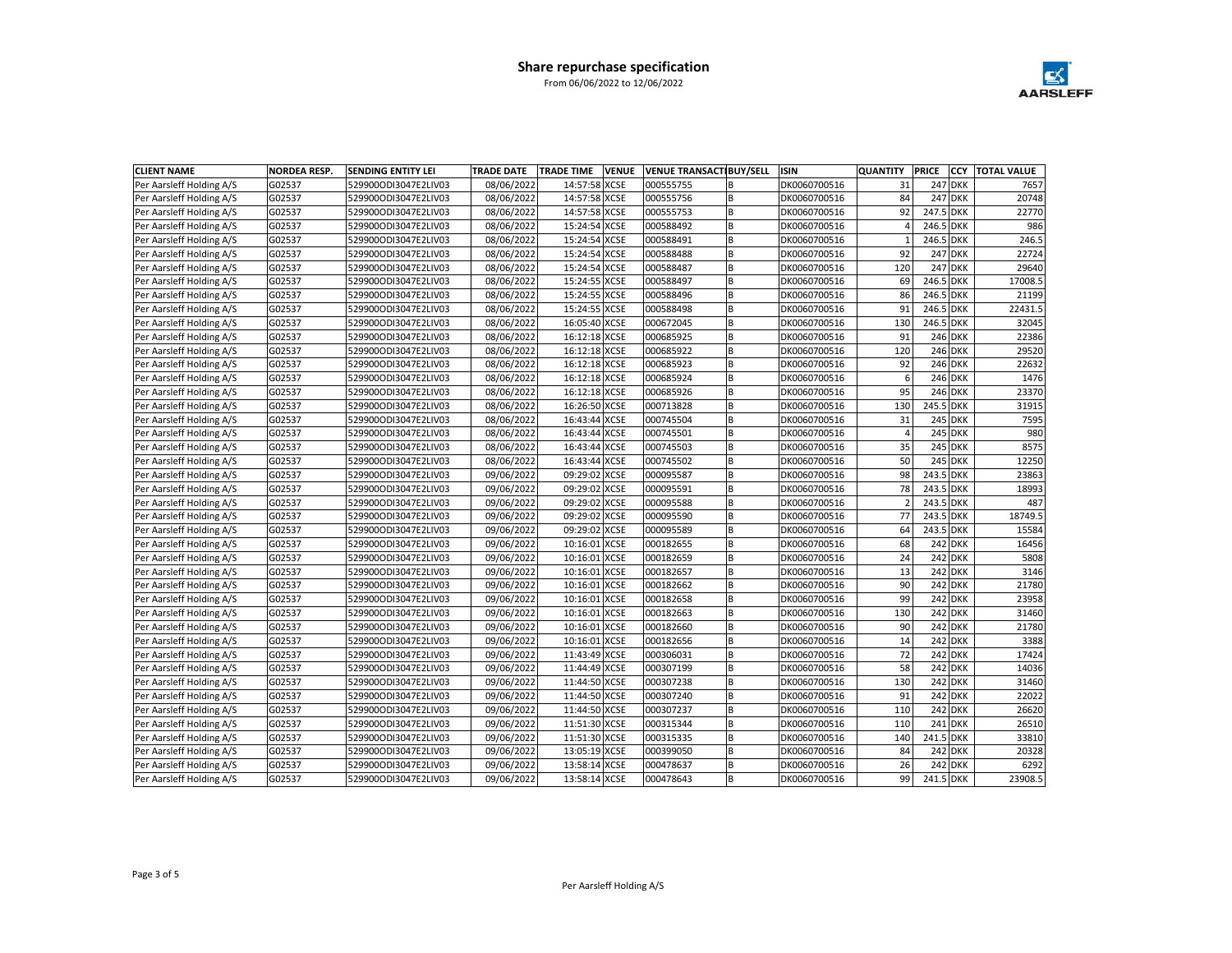## Share repurchase specification

From 06/06/2022 to 12/06/2022

| CLIENT NAME | NORDEA RESP. | SENDING ENTITY LEI | TRADE DATE | TRADE TIME | VENUE | VENUE TRANSACT | BUY/SELL | ISIN | QUANTITY | PRICE | CCY | TOTAL VALUE |
|---|---|---|---|---|---|---|---|---|---|---|---|---|
| Per Aarsleff Holding A/S | G02537 | 529900ODI3047E2LIV03 | 08/06/2022 | 14:57:58 | XCSE | 000555755 | B | DK0060700516 | 31 | 247 | DKK | 7657 |
| Per Aarsleff Holding A/S | G02537 | 529900ODI3047E2LIV03 | 08/06/2022 | 14:57:58 | XCSE | 000555756 | B | DK0060700516 | 84 | 247 | DKK | 20748 |
| Per Aarsleff Holding A/S | G02537 | 529900ODI3047E2LIV03 | 08/06/2022 | 14:57:58 | XCSE | 000555753 | B | DK0060700516 | 92 | 247.5 | DKK | 22770 |
| Per Aarsleff Holding A/S | G02537 | 529900ODI3047E2LIV03 | 08/06/2022 | 15:24:54 | XCSE | 000588492 | B | DK0060700516 | 4 | 246.5 | DKK | 986 |
| Per Aarsleff Holding A/S | G02537 | 529900ODI3047E2LIV03 | 08/06/2022 | 15:24:54 | XCSE | 000588491 | B | DK0060700516 | 1 | 246.5 | DKK | 246.5 |
| Per Aarsleff Holding A/S | G02537 | 529900ODI3047E2LIV03 | 08/06/2022 | 15:24:54 | XCSE | 000588488 | B | DK0060700516 | 92 | 247 | DKK | 22724 |
| Per Aarsleff Holding A/S | G02537 | 529900ODI3047E2LIV03 | 08/06/2022 | 15:24:54 | XCSE | 000588487 | B | DK0060700516 | 120 | 247 | DKK | 29640 |
| Per Aarsleff Holding A/S | G02537 | 529900ODI3047E2LIV03 | 08/06/2022 | 15:24:55 | XCSE | 000588497 | B | DK0060700516 | 69 | 246.5 | DKK | 17008.5 |
| Per Aarsleff Holding A/S | G02537 | 529900ODI3047E2LIV03 | 08/06/2022 | 15:24:55 | XCSE | 000588496 | B | DK0060700516 | 86 | 246.5 | DKK | 21199 |
| Per Aarsleff Holding A/S | G02537 | 529900ODI3047E2LIV03 | 08/06/2022 | 15:24:55 | XCSE | 000588498 | B | DK0060700516 | 91 | 246.5 | DKK | 22431.5 |
| Per Aarsleff Holding A/S | G02537 | 529900ODI3047E2LIV03 | 08/06/2022 | 16:05:40 | XCSE | 000672045 | B | DK0060700516 | 130 | 246.5 | DKK | 32045 |
| Per Aarsleff Holding A/S | G02537 | 529900ODI3047E2LIV03 | 08/06/2022 | 16:12:18 | XCSE | 000685925 | B | DK0060700516 | 91 | 246 | DKK | 22386 |
| Per Aarsleff Holding A/S | G02537 | 529900ODI3047E2LIV03 | 08/06/2022 | 16:12:18 | XCSE | 000685922 | B | DK0060700516 | 120 | 246 | DKK | 29520 |
| Per Aarsleff Holding A/S | G02537 | 529900ODI3047E2LIV03 | 08/06/2022 | 16:12:18 | XCSE | 000685923 | B | DK0060700516 | 92 | 246 | DKK | 22632 |
| Per Aarsleff Holding A/S | G02537 | 529900ODI3047E2LIV03 | 08/06/2022 | 16:12:18 | XCSE | 000685924 | B | DK0060700516 | 6 | 246 | DKK | 1476 |
| Per Aarsleff Holding A/S | G02537 | 529900ODI3047E2LIV03 | 08/06/2022 | 16:12:18 | XCSE | 000685926 | B | DK0060700516 | 95 | 246 | DKK | 23370 |
| Per Aarsleff Holding A/S | G02537 | 529900ODI3047E2LIV03 | 08/06/2022 | 16:26:50 | XCSE | 000713828 | B | DK0060700516 | 130 | 245.5 | DKK | 31915 |
| Per Aarsleff Holding A/S | G02537 | 529900ODI3047E2LIV03 | 08/06/2022 | 16:43:44 | XCSE | 000745504 | B | DK0060700516 | 31 | 245 | DKK | 7595 |
| Per Aarsleff Holding A/S | G02537 | 529900ODI3047E2LIV03 | 08/06/2022 | 16:43:44 | XCSE | 000745501 | B | DK0060700516 | 4 | 245 | DKK | 980 |
| Per Aarsleff Holding A/S | G02537 | 529900ODI3047E2LIV03 | 08/06/2022 | 16:43:44 | XCSE | 000745503 | B | DK0060700516 | 35 | 245 | DKK | 8575 |
| Per Aarsleff Holding A/S | G02537 | 529900ODI3047E2LIV03 | 08/06/2022 | 16:43:44 | XCSE | 000745502 | B | DK0060700516 | 50 | 245 | DKK | 12250 |
| Per Aarsleff Holding A/S | G02537 | 529900ODI3047E2LIV03 | 09/06/2022 | 09:29:02 | XCSE | 000095587 | B | DK0060700516 | 98 | 243.5 | DKK | 23863 |
| Per Aarsleff Holding A/S | G02537 | 529900ODI3047E2LIV03 | 09/06/2022 | 09:29:02 | XCSE | 000095591 | B | DK0060700516 | 78 | 243.5 | DKK | 18993 |
| Per Aarsleff Holding A/S | G02537 | 529900ODI3047E2LIV03 | 09/06/2022 | 09:29:02 | XCSE | 000095588 | B | DK0060700516 | 2 | 243.5 | DKK | 487 |
| Per Aarsleff Holding A/S | G02537 | 529900ODI3047E2LIV03 | 09/06/2022 | 09:29:02 | XCSE | 000095590 | B | DK0060700516 | 77 | 243.5 | DKK | 18749.5 |
| Per Aarsleff Holding A/S | G02537 | 529900ODI3047E2LIV03 | 09/06/2022 | 09:29:02 | XCSE | 000095589 | B | DK0060700516 | 64 | 243.5 | DKK | 15584 |
| Per Aarsleff Holding A/S | G02537 | 529900ODI3047E2LIV03 | 09/06/2022 | 10:16:01 | XCSE | 000182655 | B | DK0060700516 | 68 | 242 | DKK | 16456 |
| Per Aarsleff Holding A/S | G02537 | 529900ODI3047E2LIV03 | 09/06/2022 | 10:16:01 | XCSE | 000182659 | B | DK0060700516 | 24 | 242 | DKK | 5808 |
| Per Aarsleff Holding A/S | G02537 | 529900ODI3047E2LIV03 | 09/06/2022 | 10:16:01 | XCSE | 000182657 | B | DK0060700516 | 13 | 242 | DKK | 3146 |
| Per Aarsleff Holding A/S | G02537 | 529900ODI3047E2LIV03 | 09/06/2022 | 10:16:01 | XCSE | 000182662 | B | DK0060700516 | 90 | 242 | DKK | 21780 |
| Per Aarsleff Holding A/S | G02537 | 529900ODI3047E2LIV03 | 09/06/2022 | 10:16:01 | XCSE | 000182658 | B | DK0060700516 | 99 | 242 | DKK | 23958 |
| Per Aarsleff Holding A/S | G02537 | 529900ODI3047E2LIV03 | 09/06/2022 | 10:16:01 | XCSE | 000182663 | B | DK0060700516 | 130 | 242 | DKK | 31460 |
| Per Aarsleff Holding A/S | G02537 | 529900ODI3047E2LIV03 | 09/06/2022 | 10:16:01 | XCSE | 000182660 | B | DK0060700516 | 90 | 242 | DKK | 21780 |
| Per Aarsleff Holding A/S | G02537 | 529900ODI3047E2LIV03 | 09/06/2022 | 10:16:01 | XCSE | 000182656 | B | DK0060700516 | 14 | 242 | DKK | 3388 |
| Per Aarsleff Holding A/S | G02537 | 529900ODI3047E2LIV03 | 09/06/2022 | 11:43:49 | XCSE | 000306031 | B | DK0060700516 | 72 | 242 | DKK | 17424 |
| Per Aarsleff Holding A/S | G02537 | 529900ODI3047E2LIV03 | 09/06/2022 | 11:44:49 | XCSE | 000307199 | B | DK0060700516 | 58 | 242 | DKK | 14036 |
| Per Aarsleff Holding A/S | G02537 | 529900ODI3047E2LIV03 | 09/06/2022 | 11:44:50 | XCSE | 000307238 | B | DK0060700516 | 130 | 242 | DKK | 31460 |
| Per Aarsleff Holding A/S | G02537 | 529900ODI3047E2LIV03 | 09/06/2022 | 11:44:50 | XCSE | 000307240 | B | DK0060700516 | 91 | 242 | DKK | 22022 |
| Per Aarsleff Holding A/S | G02537 | 529900ODI3047E2LIV03 | 09/06/2022 | 11:44:50 | XCSE | 000307237 | B | DK0060700516 | 110 | 242 | DKK | 26620 |
| Per Aarsleff Holding A/S | G02537 | 529900ODI3047E2LIV03 | 09/06/2022 | 11:51:30 | XCSE | 000315344 | B | DK0060700516 | 110 | 241 | DKK | 26510 |
| Per Aarsleff Holding A/S | G02537 | 529900ODI3047E2LIV03 | 09/06/2022 | 11:51:30 | XCSE | 000315335 | B | DK0060700516 | 140 | 241.5 | DKK | 33810 |
| Per Aarsleff Holding A/S | G02537 | 529900ODI3047E2LIV03 | 09/06/2022 | 13:05:19 | XCSE | 000399050 | B | DK0060700516 | 84 | 242 | DKK | 20328 |
| Per Aarsleff Holding A/S | G02537 | 529900ODI3047E2LIV03 | 09/06/2022 | 13:58:14 | XCSE | 000478637 | B | DK0060700516 | 26 | 242 | DKK | 6292 |
| Per Aarsleff Holding A/S | G02537 | 529900ODI3047E2LIV03 | 09/06/2022 | 13:58:14 | XCSE | 000478643 | B | DK0060700516 | 99 | 241.5 | DKK | 23908.5 |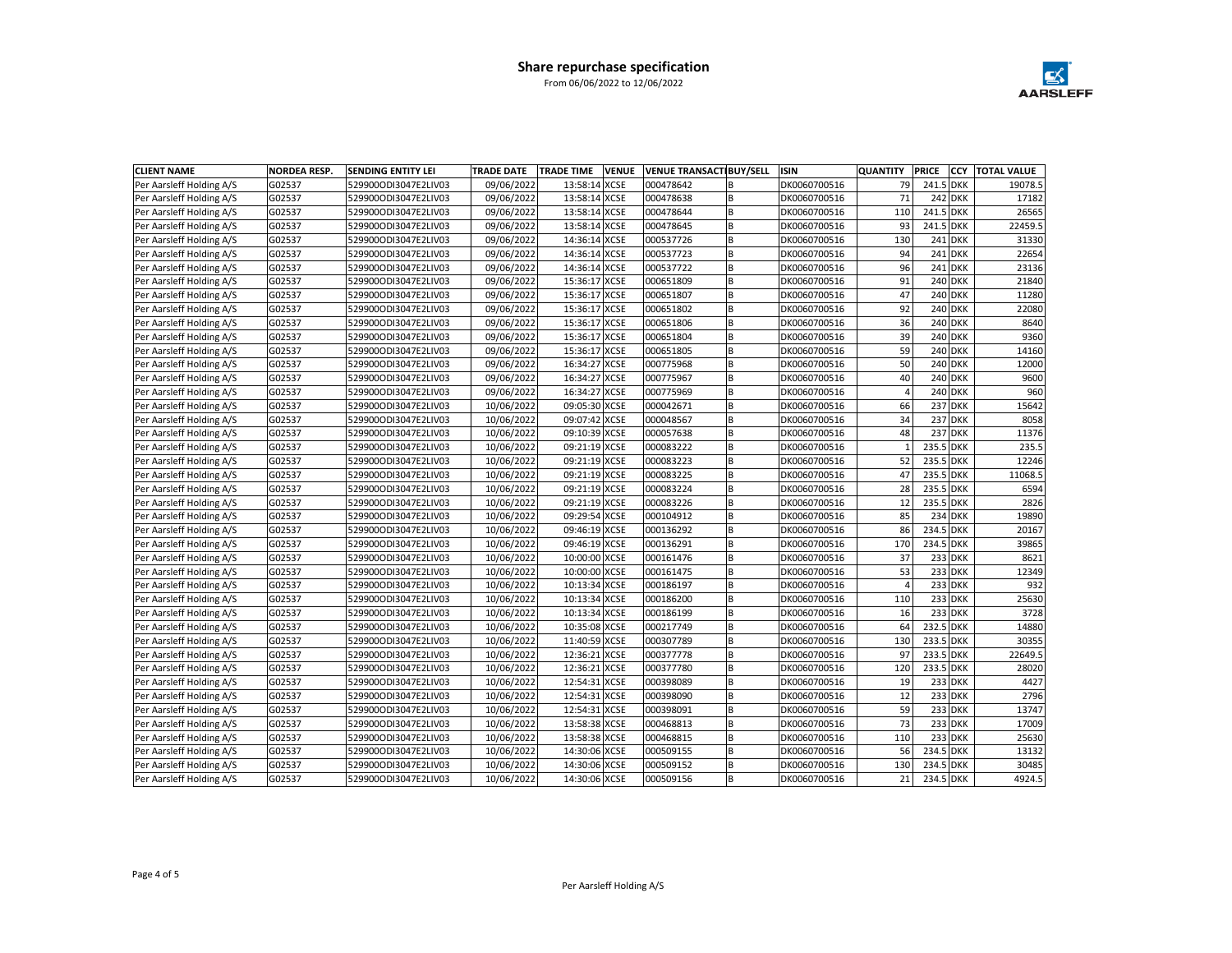## Share repurchase specification

From 06/06/2022 to 12/06/2022

AARSLEFF

| CLIENT NAME | NORDEA RESP. | SENDING ENTITY LEI | TRADE DATE | TRADE TIME | VENUE | VENUE TRANSACTI | BUY/SELL | ISIN | QUANTITY | PRICE | CCY | TOTAL VALUE |
|---|---|---|---|---|---|---|---|---|---|---|---|---|
| Per Aarsleff Holding A/S | G02537 | 529900ODI3047E2LIV03 | 09/06/2022 | 13:58:14 | XCSE | 000478642 | B | DK0060700516 | 79 | 241.5 | DKK | 19078.5 |
| Per Aarsleff Holding A/S | G02537 | 529900ODI3047E2LIV03 | 09/06/2022 | 13:58:14 | XCSE | 000478638 | B | DK0060700516 | 71 | 242 | DKK | 17182 |
| Per Aarsleff Holding A/S | G02537 | 529900ODI3047E2LIV03 | 09/06/2022 | 13:58:14 | XCSE | 000478644 | B | DK0060700516 | 110 | 241.5 | DKK | 26565 |
| Per Aarsleff Holding A/S | G02537 | 529900ODI3047E2LIV03 | 09/06/2022 | 13:58:14 | XCSE | 000478645 | B | DK0060700516 | 93 | 241.5 | DKK | 22459.5 |
| Per Aarsleff Holding A/S | G02537 | 529900ODI3047E2LIV03 | 09/06/2022 | 14:36:14 | XCSE | 000537726 | B | DK0060700516 | 130 | 241 | DKK | 31330 |
| Per Aarsleff Holding A/S | G02537 | 529900ODI3047E2LIV03 | 09/06/2022 | 14:36:14 | XCSE | 000537723 | B | DK0060700516 | 94 | 241 | DKK | 22654 |
| Per Aarsleff Holding A/S | G02537 | 529900ODI3047E2LIV03 | 09/06/2022 | 14:36:14 | XCSE | 000537722 | B | DK0060700516 | 96 | 241 | DKK | 23136 |
| Per Aarsleff Holding A/S | G02537 | 529900ODI3047E2LIV03 | 09/06/2022 | 15:36:17 | XCSE | 000651809 | B | DK0060700516 | 91 | 240 | DKK | 21840 |
| Per Aarsleff Holding A/S | G02537 | 529900ODI3047E2LIV03 | 09/06/2022 | 15:36:17 | XCSE | 000651807 | B | DK0060700516 | 47 | 240 | DKK | 11280 |
| Per Aarsleff Holding A/S | G02537 | 529900ODI3047E2LIV03 | 09/06/2022 | 15:36:17 | XCSE | 000651802 | B | DK0060700516 | 92 | 240 | DKK | 22080 |
| Per Aarsleff Holding A/S | G02537 | 529900ODI3047E2LIV03 | 09/06/2022 | 15:36:17 | XCSE | 000651806 | B | DK0060700516 | 36 | 240 | DKK | 8640 |
| Per Aarsleff Holding A/S | G02537 | 529900ODI3047E2LIV03 | 09/06/2022 | 15:36:17 | XCSE | 000651804 | B | DK0060700516 | 39 | 240 | DKK | 9360 |
| Per Aarsleff Holding A/S | G02537 | 529900ODI3047E2LIV03 | 09/06/2022 | 15:36:17 | XCSE | 000651805 | B | DK0060700516 | 59 | 240 | DKK | 14160 |
| Per Aarsleff Holding A/S | G02537 | 529900ODI3047E2LIV03 | 09/06/2022 | 16:34:27 | XCSE | 000775968 | B | DK0060700516 | 50 | 240 | DKK | 12000 |
| Per Aarsleff Holding A/S | G02537 | 529900ODI3047E2LIV03 | 09/06/2022 | 16:34:27 | XCSE | 000775967 | B | DK0060700516 | 40 | 240 | DKK | 9600 |
| Per Aarsleff Holding A/S | G02537 | 529900ODI3047E2LIV03 | 09/06/2022 | 16:34:27 | XCSE | 000775969 | B | DK0060700516 | 4 | 240 | DKK | 960 |
| Per Aarsleff Holding A/S | G02537 | 529900ODI3047E2LIV03 | 10/06/2022 | 09:05:30 | XCSE | 000042671 | B | DK0060700516 | 66 | 237 | DKK | 15642 |
| Per Aarsleff Holding A/S | G02537 | 529900ODI3047E2LIV03 | 10/06/2022 | 09:07:42 | XCSE | 000048567 | B | DK0060700516 | 34 | 237 | DKK | 8058 |
| Per Aarsleff Holding A/S | G02537 | 529900ODI3047E2LIV03 | 10/06/2022 | 09:10:39 | XCSE | 000057638 | B | DK0060700516 | 48 | 237 | DKK | 11376 |
| Per Aarsleff Holding A/S | G02537 | 529900ODI3047E2LIV03 | 10/06/2022 | 09:21:19 | XCSE | 000083222 | B | DK0060700516 | 1 | 235.5 | DKK | 235.5 |
| Per Aarsleff Holding A/S | G02537 | 529900ODI3047E2LIV03 | 10/06/2022 | 09:21:19 | XCSE | 000083223 | B | DK0060700516 | 52 | 235.5 | DKK | 12246 |
| Per Aarsleff Holding A/S | G02537 | 529900ODI3047E2LIV03 | 10/06/2022 | 09:21:19 | XCSE | 000083225 | B | DK0060700516 | 47 | 235.5 | DKK | 11068.5 |
| Per Aarsleff Holding A/S | G02537 | 529900ODI3047E2LIV03 | 10/06/2022 | 09:21:19 | XCSE | 000083224 | B | DK0060700516 | 28 | 235.5 | DKK | 6594 |
| Per Aarsleff Holding A/S | G02537 | 529900ODI3047E2LIV03 | 10/06/2022 | 09:21:19 | XCSE | 000083226 | B | DK0060700516 | 12 | 235.5 | DKK | 2826 |
| Per Aarsleff Holding A/S | G02537 | 529900ODI3047E2LIV03 | 10/06/2022 | 09:29:54 | XCSE | 000104912 | B | DK0060700516 | 85 | 234 | DKK | 19890 |
| Per Aarsleff Holding A/S | G02537 | 529900ODI3047E2LIV03 | 10/06/2022 | 09:46:19 | XCSE | 000136292 | B | DK0060700516 | 86 | 234.5 | DKK | 20167 |
| Per Aarsleff Holding A/S | G02537 | 529900ODI3047E2LIV03 | 10/06/2022 | 09:46:19 | XCSE | 000136291 | B | DK0060700516 | 170 | 234.5 | DKK | 39865 |
| Per Aarsleff Holding A/S | G02537 | 529900ODI3047E2LIV03 | 10/06/2022 | 10:00:00 | XCSE | 000161476 | B | DK0060700516 | 37 | 233 | DKK | 8621 |
| Per Aarsleff Holding A/S | G02537 | 529900ODI3047E2LIV03 | 10/06/2022 | 10:00:00 | XCSE | 000161475 | B | DK0060700516 | 53 | 233 | DKK | 12349 |
| Per Aarsleff Holding A/S | G02537 | 529900ODI3047E2LIV03 | 10/06/2022 | 10:13:34 | XCSE | 000186197 | B | DK0060700516 | 4 | 233 | DKK | 932 |
| Per Aarsleff Holding A/S | G02537 | 529900ODI3047E2LIV03 | 10/06/2022 | 10:13:34 | XCSE | 000186200 | B | DK0060700516 | 110 | 233 | DKK | 25630 |
| Per Aarsleff Holding A/S | G02537 | 529900ODI3047E2LIV03 | 10/06/2022 | 10:13:34 | XCSE | 000186199 | B | DK0060700516 | 16 | 233 | DKK | 3728 |
| Per Aarsleff Holding A/S | G02537 | 529900ODI3047E2LIV03 | 10/06/2022 | 10:35:08 | XCSE | 000217749 | B | DK0060700516 | 64 | 232.5 | DKK | 14880 |
| Per Aarsleff Holding A/S | G02537 | 529900ODI3047E2LIV03 | 10/06/2022 | 11:40:59 | XCSE | 000307789 | B | DK0060700516 | 130 | 233.5 | DKK | 30355 |
| Per Aarsleff Holding A/S | G02537 | 529900ODI3047E2LIV03 | 10/06/2022 | 12:36:21 | XCSE | 000377778 | B | DK0060700516 | 97 | 233.5 | DKK | 22649.5 |
| Per Aarsleff Holding A/S | G02537 | 529900ODI3047E2LIV03 | 10/06/2022 | 12:36:21 | XCSE | 000377780 | B | DK0060700516 | 120 | 233.5 | DKK | 28020 |
| Per Aarsleff Holding A/S | G02537 | 529900ODI3047E2LIV03 | 10/06/2022 | 12:54:31 | XCSE | 000398089 | B | DK0060700516 | 19 | 233 | DKK | 4427 |
| Per Aarsleff Holding A/S | G02537 | 529900ODI3047E2LIV03 | 10/06/2022 | 12:54:31 | XCSE | 000398090 | B | DK0060700516 | 12 | 233 | DKK | 2796 |
| Per Aarsleff Holding A/S | G02537 | 529900ODI3047E2LIV03 | 10/06/2022 | 12:54:31 | XCSE | 000398091 | B | DK0060700516 | 59 | 233 | DKK | 13747 |
| Per Aarsleff Holding A/S | G02537 | 529900ODI3047E2LIV03 | 10/06/2022 | 13:58:38 | XCSE | 000468813 | B | DK0060700516 | 73 | 233 | DKK | 17009 |
| Per Aarsleff Holding A/S | G02537 | 529900ODI3047E2LIV03 | 10/06/2022 | 13:58:38 | XCSE | 000468815 | B | DK0060700516 | 110 | 233 | DKK | 25630 |
| Per Aarsleff Holding A/S | G02537 | 529900ODI3047E2LIV03 | 10/06/2022 | 14:30:06 | XCSE | 000509155 | B | DK0060700516 | 56 | 234.5 | DKK | 13132 |
| Per Aarsleff Holding A/S | G02537 | 529900ODI3047E2LIV03 | 10/06/2022 | 14:30:06 | XCSE | 000509152 | B | DK0060700516 | 130 | 234.5 | DKK | 30485 |
| Per Aarsleff Holding A/S | G02537 | 529900ODI3047E2LIV03 | 10/06/2022 | 14:30:06 | XCSE | 000509156 | B | DK0060700516 | 21 | 234.5 | DKK | 4924.5 |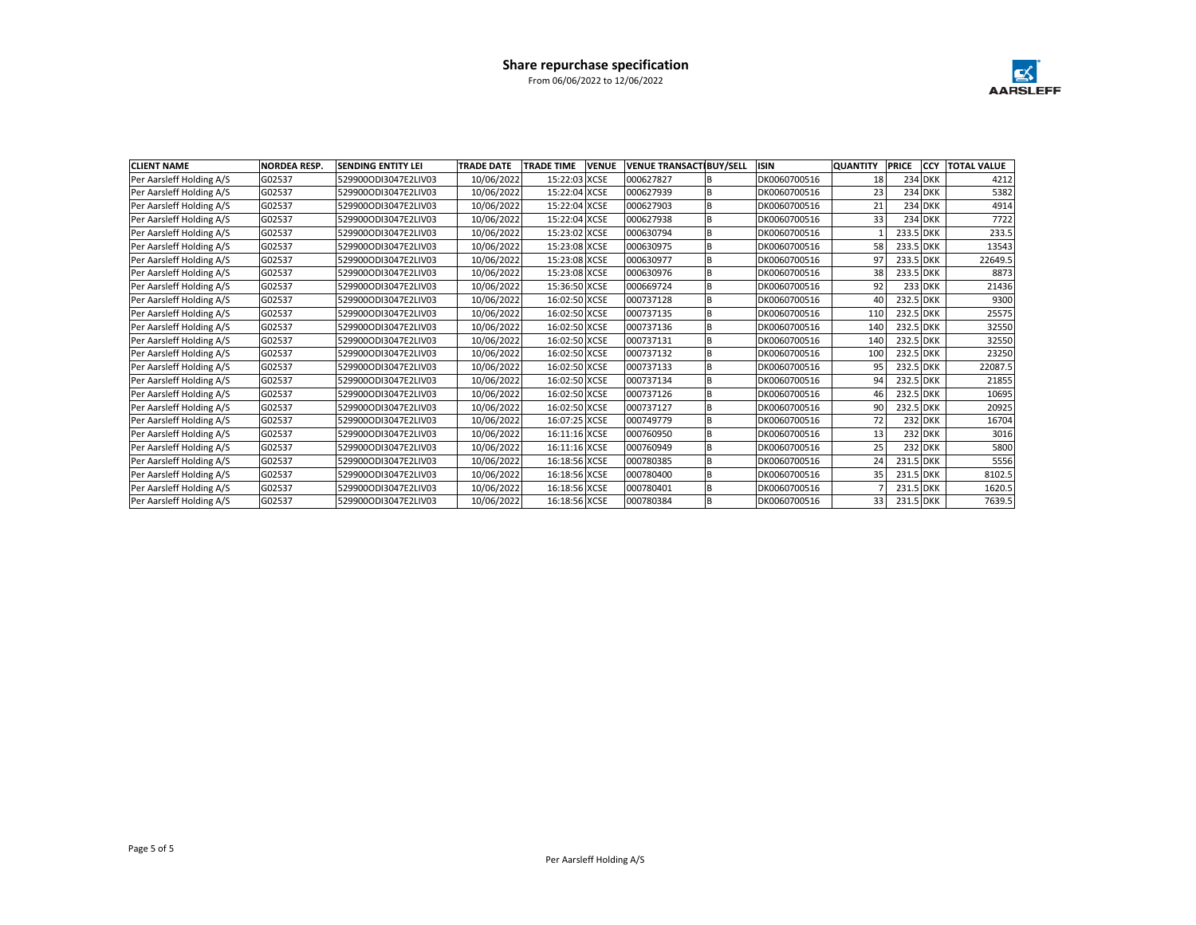## Share repurchase specification

From 06/06/2022 to 12/06/2022

| CLIENT NAME | NORDEA RESP. | SENDING ENTITY LEI | TRADE DATE | TRADE TIME | VENUE | VENUE TRANSACTI | BUY/SELL | ISIN | QUANTITY | PRICE | CCY | TOTAL VALUE |
|---|---|---|---|---|---|---|---|---|---|---|---|---|
| Per Aarsleff Holding A/S | G02537 | 529900ODI3047E2LIV03 | 10/06/2022 | 15:22:03 | XCSE | 000627827 | B | DK0060700516 | 18 | 234 | DKK | 4212 |
| Per Aarsleff Holding A/S | G02537 | 529900ODI3047E2LIV03 | 10/06/2022 | 15:22:04 | XCSE | 000627939 | B | DK0060700516 | 23 | 234 | DKK | 5382 |
| Per Aarsleff Holding A/S | G02537 | 529900ODI3047E2LIV03 | 10/06/2022 | 15:22:04 | XCSE | 000627903 | B | DK0060700516 | 21 | 234 | DKK | 4914 |
| Per Aarsleff Holding A/S | G02537 | 529900ODI3047E2LIV03 | 10/06/2022 | 15:22:04 | XCSE | 000627938 | B | DK0060700516 | 33 | 234 | DKK | 7722 |
| Per Aarsleff Holding A/S | G02537 | 529900ODI3047E2LIV03 | 10/06/2022 | 15:23:02 | XCSE | 000630794 | B | DK0060700516 | 1 | 233.5 | DKK | 233.5 |
| Per Aarsleff Holding A/S | G02537 | 529900ODI3047E2LIV03 | 10/06/2022 | 15:23:08 | XCSE | 000630975 | B | DK0060700516 | 58 | 233.5 | DKK | 13543 |
| Per Aarsleff Holding A/S | G02537 | 529900ODI3047E2LIV03 | 10/06/2022 | 15:23:08 | XCSE | 000630977 | B | DK0060700516 | 97 | 233.5 | DKK | 22649.5 |
| Per Aarsleff Holding A/S | G02537 | 529900ODI3047E2LIV03 | 10/06/2022 | 15:23:08 | XCSE | 000630976 | B | DK0060700516 | 38 | 233.5 | DKK | 8873 |
| Per Aarsleff Holding A/S | G02537 | 529900ODI3047E2LIV03 | 10/06/2022 | 15:36:50 | XCSE | 000669724 | B | DK0060700516 | 92 | 233 | DKK | 21436 |
| Per Aarsleff Holding A/S | G02537 | 529900ODI3047E2LIV03 | 10/06/2022 | 16:02:50 | XCSE | 000737128 | B | DK0060700516 | 40 | 232.5 | DKK | 9300 |
| Per Aarsleff Holding A/S | G02537 | 529900ODI3047E2LIV03 | 10/06/2022 | 16:02:50 | XCSE | 000737135 | B | DK0060700516 | 110 | 232.5 | DKK | 25575 |
| Per Aarsleff Holding A/S | G02537 | 529900ODI3047E2LIV03 | 10/06/2022 | 16:02:50 | XCSE | 000737136 | B | DK0060700516 | 140 | 232.5 | DKK | 32550 |
| Per Aarsleff Holding A/S | G02537 | 529900ODI3047E2LIV03 | 10/06/2022 | 16:02:50 | XCSE | 000737131 | B | DK0060700516 | 140 | 232.5 | DKK | 32550 |
| Per Aarsleff Holding A/S | G02537 | 529900ODI3047E2LIV03 | 10/06/2022 | 16:02:50 | XCSE | 000737132 | B | DK0060700516 | 100 | 232.5 | DKK | 23250 |
| Per Aarsleff Holding A/S | G02537 | 529900ODI3047E2LIV03 | 10/06/2022 | 16:02:50 | XCSE | 000737133 | B | DK0060700516 | 95 | 232.5 | DKK | 22087.5 |
| Per Aarsleff Holding A/S | G02537 | 529900ODI3047E2LIV03 | 10/06/2022 | 16:02:50 | XCSE | 000737134 | B | DK0060700516 | 94 | 232.5 | DKK | 21855 |
| Per Aarsleff Holding A/S | G02537 | 529900ODI3047E2LIV03 | 10/06/2022 | 16:02:50 | XCSE | 000737126 | B | DK0060700516 | 46 | 232.5 | DKK | 10695 |
| Per Aarsleff Holding A/S | G02537 | 529900ODI3047E2LIV03 | 10/06/2022 | 16:02:50 | XCSE | 000737127 | B | DK0060700516 | 90 | 232.5 | DKK | 20925 |
| Per Aarsleff Holding A/S | G02537 | 529900ODI3047E2LIV03 | 10/06/2022 | 16:07:25 | XCSE | 000749779 | B | DK0060700516 | 72 | 232 | DKK | 16704 |
| Per Aarsleff Holding A/S | G02537 | 529900ODI3047E2LIV03 | 10/06/2022 | 16:11:16 | XCSE | 000760950 | B | DK0060700516 | 13 | 232 | DKK | 3016 |
| Per Aarsleff Holding A/S | G02537 | 529900ODI3047E2LIV03 | 10/06/2022 | 16:11:16 | XCSE | 000760949 | B | DK0060700516 | 25 | 232 | DKK | 5800 |
| Per Aarsleff Holding A/S | G02537 | 529900ODI3047E2LIV03 | 10/06/2022 | 16:18:56 | XCSE | 000780385 | B | DK0060700516 | 24 | 231.5 | DKK | 5556 |
| Per Aarsleff Holding A/S | G02537 | 529900ODI3047E2LIV03 | 10/06/2022 | 16:18:56 | XCSE | 000780400 | B | DK0060700516 | 35 | 231.5 | DKK | 8102.5 |
| Per Aarsleff Holding A/S | G02537 | 529900ODI3047E2LIV03 | 10/06/2022 | 16:18:56 | XCSE | 000780401 | B | DK0060700516 | 7 | 231.5 | DKK | 1620.5 |
| Per Aarsleff Holding A/S | G02537 | 529900ODI3047E2LIV03 | 10/06/2022 | 16:18:56 | XCSE | 000780384 | B | DK0060700516 | 33 | 231.5 | DKK | 7639.5 |